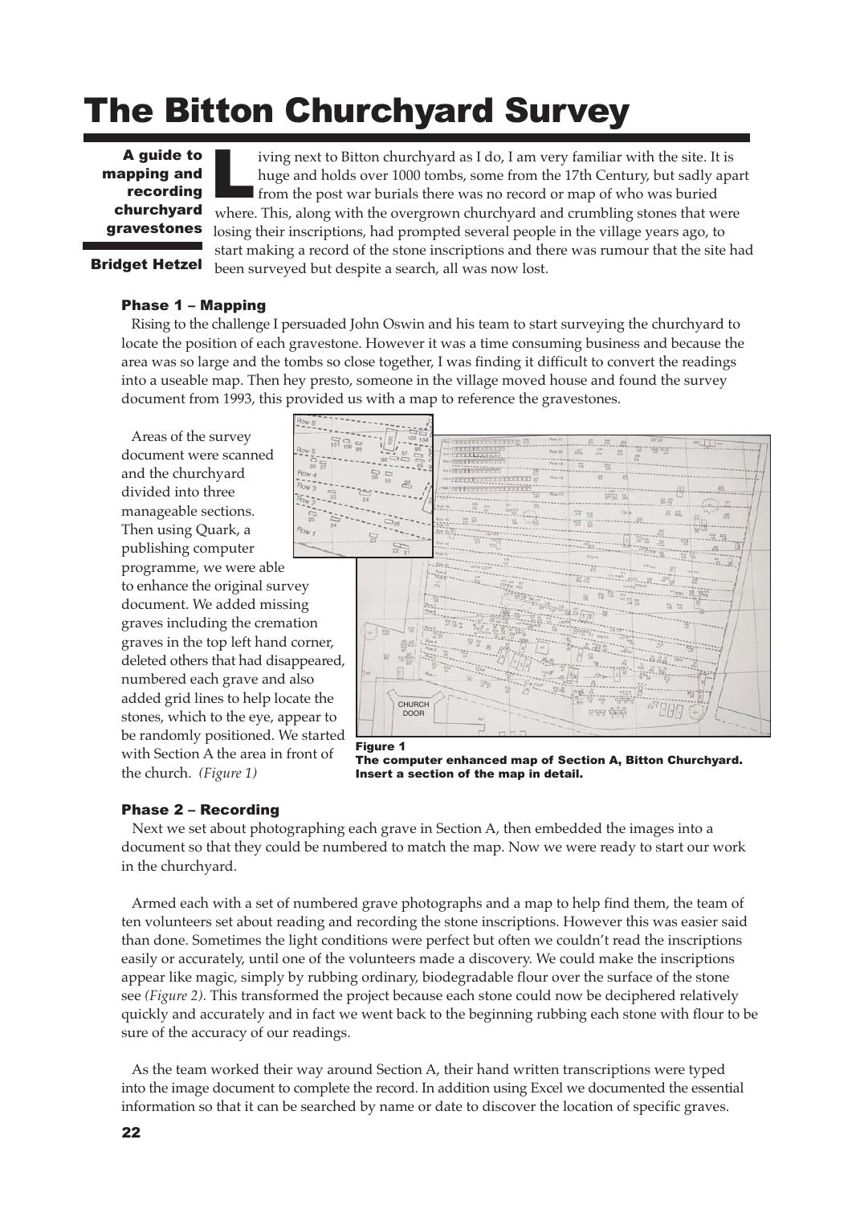# The Bitton Churchyard Survey

**A guide to mapping and recording churchyard gravestones**

**Bridget Hetzel**

Living next to Bitton churchyard as I do, I am very familiar with the site. It is huge and holds over 1000 tombs, some from the 17th Century, but sadly apart from the post war burials there was no record or map of who was buried where. This, along with the overgrown churchyard and crumbling stones that were losing their inscriptions, had prompted several people in the village years ago, to start making a record of the stone inscriptions and there was rumour that the site had been surveyed but despite a search, all was now lost.

### Phase 1 – Mapping

Rising to the challenge I persuaded John Oswin and his team to start surveying the churchyard to locate the position of each gravestone. However it was a time consuming business and because the area was so large and the tombs so close together, I was finding it difficult to convert the readings into a useable map. Then hey presto, someone in the village moved house and found the survey document from 1993, this provided us with a map to reference the gravestones.

Areas of the survey document were scanned and the churchyard divided into three manageable sections. Then using Quark, a publishing computer programme, we were able to enhance the original survey document. We added missing graves including the cremation graves in the top left hand corner, deleted others that had disappeared, numbered each grave and also added grid lines to help locate the stones, which to the eye, appear to be randomly positioned. We started with Section A the area in front of the church. *(Figure 1)*

**Figure 1**
**The computer enhanced map of Section A, Bitton Churchyard. Insert a section of the map in detail.**

### Phase 2 – Recording

Next we set about photographing each grave in Section A, then embedded the images into a document so that they could be numbered to match the map. Now we were ready to start our work in the churchyard.

Armed each with a set of numbered grave photographs and a map to help find them, the team of ten volunteers set about reading and recording the stone inscriptions. However this was easier said than done. Sometimes the light conditions were perfect but often we couldn't read the inscriptions easily or accurately, until one of the volunteers made a discovery. We could make the inscriptions appear like magic, simply by rubbing ordinary, biodegradable flour over the surface of the stone see *(Figure 2)*. This transformed the project because each stone could now be deciphered relatively quickly and accurately and in fact we went back to the beginning rubbing each stone with flour to be sure of the accuracy of our readings.

As the team worked their way around Section A, their hand written transcriptions were typed into the image document to complete the record. In addition using Excel we documented the essential information so that it can be searched by name or date to discover the location of specific graves.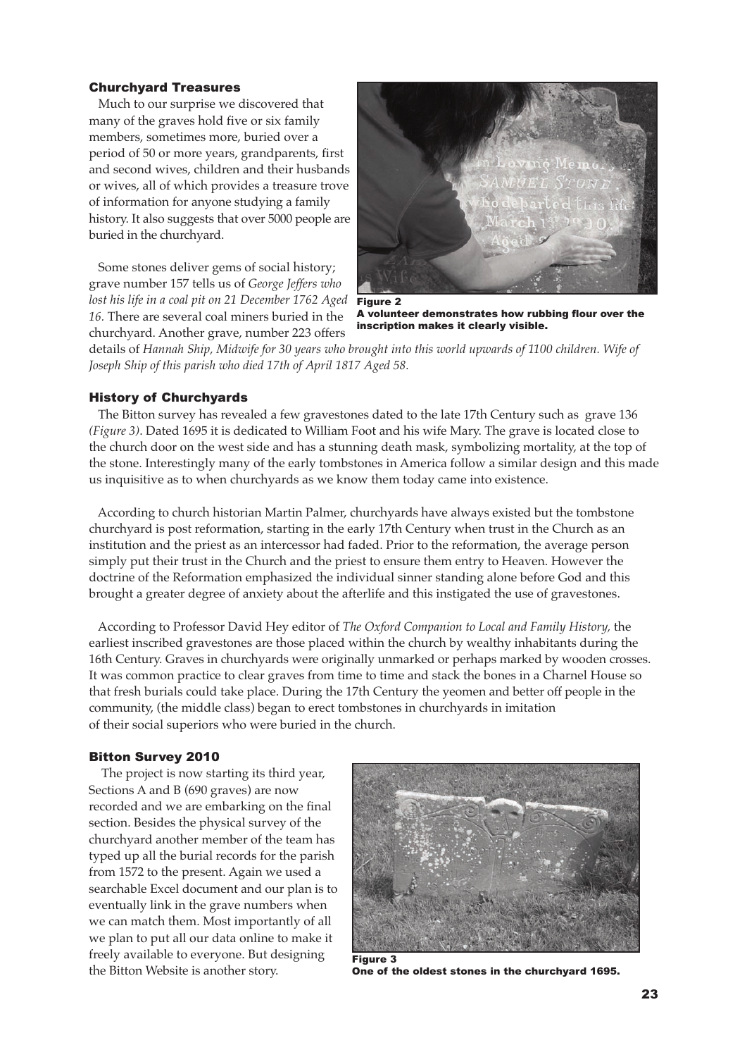### Churchyard Treasures

Much to our surprise we discovered that many of the graves hold five or six family members, sometimes more, buried over a period of 50 or more years, grandparents, first and second wives, children and their husbands or wives, all of which provides a treasure trove of information for anyone studying a family history. It also suggests that over 5000 people are buried in the churchyard.

Some stones deliver gems of social history; grave number 157 tells us of *George Jeffers who lost his life in a coal pit on 21 December 1762 Aged 16.* There are several coal miners buried in the churchyard. Another grave, number 223 offers details of *Hannah Ship, Midwife for 30 years who brought into this world upwards of 1100 children. Wife of Joseph Ship of this parish who died 17th of April 1817 Aged 58.*

**Figure 2**
**A volunteer demonstrates how rubbing flour over the inscription makes it clearly visible.**

### History of Churchyards

The Bitton survey has revealed a few gravestones dated to the late 17th Century such as grave 136 *(Figure 3)*. Dated 1695 it is dedicated to William Foot and his wife Mary. The grave is located close to the church door on the west side and has a stunning death mask, symbolizing mortality, at the top of the stone. Interestingly many of the early tombstones in America follow a similar design and this made us inquisitive as to when churchyards as we know them today came into existence.

According to church historian Martin Palmer, churchyards have always existed but the tombstone churchyard is post reformation, starting in the early 17th Century when trust in the Church as an institution and the priest as an intercessor had faded. Prior to the reformation, the average person simply put their trust in the Church and the priest to ensure them entry to Heaven. However the doctrine of the Reformation emphasized the individual sinner standing alone before God and this brought a greater degree of anxiety about the afterlife and this instigated the use of gravestones.

According to Professor David Hey editor of *The Oxford Companion to Local and Family History,* the earliest inscribed gravestones are those placed within the church by wealthy inhabitants during the 16th Century. Graves in churchyards were originally unmarked or perhaps marked by wooden crosses. It was common practice to clear graves from time to time and stack the bones in a Charnel House so that fresh burials could take place. During the 17th Century the yeomen and better off people in the community, (the middle class) began to erect tombstones in churchyards in imitation of their social superiors who were buried in the church.

### Bitton Survey 2010

The project is now starting its third year, Sections A and B (690 graves) are now recorded and we are embarking on the final section. Besides the physical survey of the churchyard another member of the team has typed up all the burial records for the parish from 1572 to the present. Again we used a searchable Excel document and our plan is to eventually link in the grave numbers when we can match them. Most importantly of all we plan to put all our data online to make it freely available to everyone. But designing the Bitton Website is another story.

**Figure 3**
**One of the oldest stones in the churchyard 1695.**